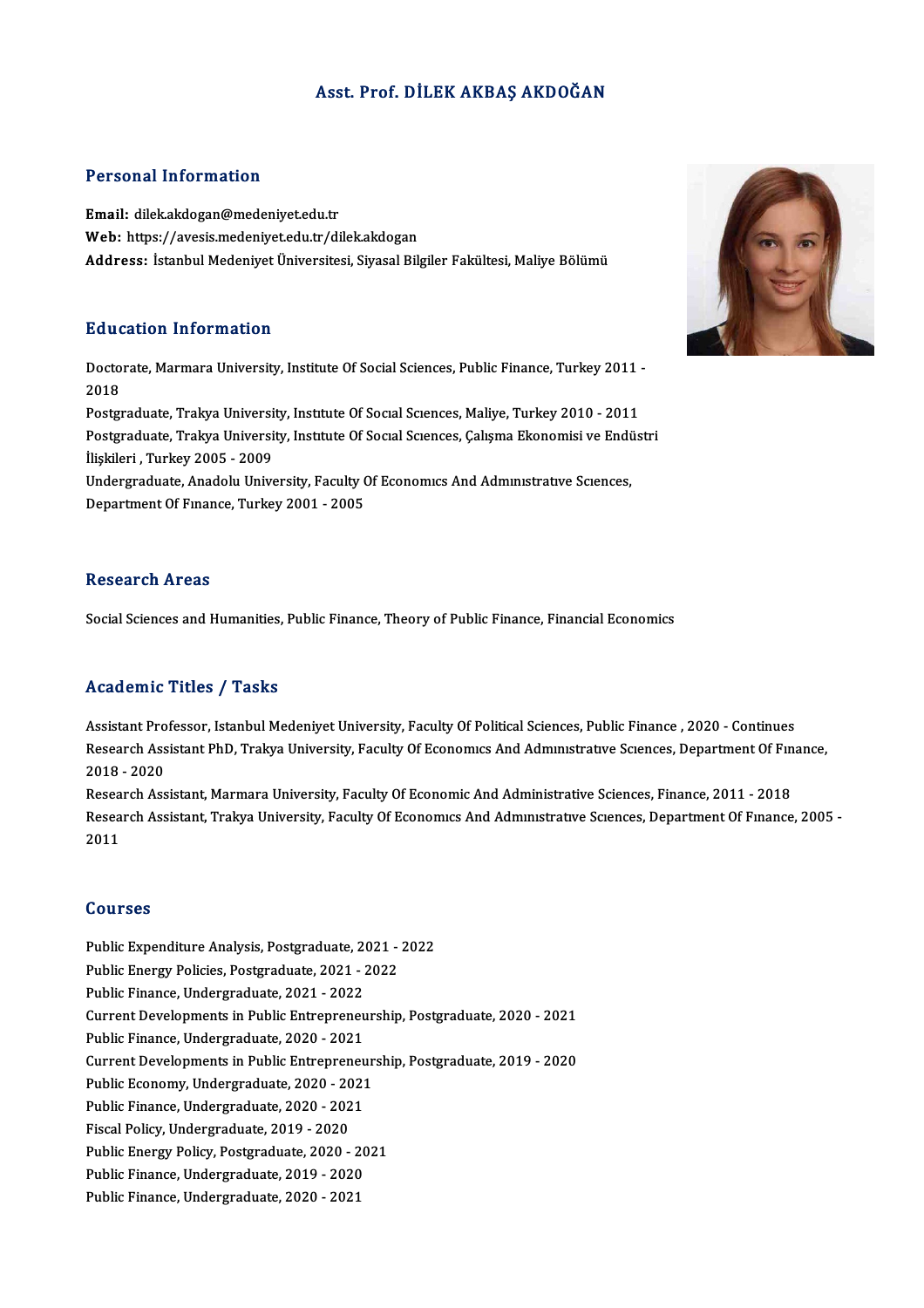# Asst. Prof. DİLEK AKBAŞ AKDOĞAN

## Personal Information

**Email:** dilek.akdogan@medeniyet.edu.tr
**Web:** https://avesis.medeniyet.edu.tr/dilek.akdogan
**Address:** İstanbul Medeniyet Üniversitesi, Siyasal Bilgiler Fakültesi, Maliye Bölümü

## Education Information

Doctorate, Marmara University, Institute Of Social Sciences, Public Finance, Turkey 2011 - 2018
Postgraduate, Trakya University, Institute Of Social Sciences, Maliye, Turkey 2010 - 2011
Postgraduate, Trakya University, Institute Of Social Sciences, Çalışma Ekonomisi ve Endüstri İlişkileri , Turkey 2005 - 2009
Undergraduate, Anadolu University, Faculty Of Economics And Administrative Sciences, Department Of Finance, Turkey 2001 - 2005

## Research Areas

Social Sciences and Humanities, Public Finance, Theory of Public Finance, Financial Economics

## Academic Titles / Tasks

Assistant Professor, Istanbul Medeniyet University, Faculty Of Political Sciences, Public Finance , 2020 - Continues
Research Assistant PhD, Trakya University, Faculty Of Economics And Administrative Sciences, Department Of Finance, 2018 - 2020
Research Assistant, Marmara University, Faculty Of Economic And Administrative Sciences, Finance, 2011 - 2018
Research Assistant, Trakya University, Faculty Of Economics And Administrative Sciences, Department Of Finance, 2005 - 2011

## Courses

Public Expenditure Analysis, Postgraduate, 2021 - 2022
Public Energy Policies, Postgraduate, 2021 - 2022
Public Finance, Undergraduate, 2021 - 2022
Current Developments in Public Entrepreneurship, Postgraduate, 2020 - 2021
Public Finance, Undergraduate, 2020 - 2021
Current Developments in Public Entrepreneurship, Postgraduate, 2019 - 2020
Public Economy, Undergraduate, 2020 - 2021
Public Finance, Undergraduate, 2020 - 2021
Fiscal Policy, Undergraduate, 2019 - 2020
Public Energy Policy, Postgraduate, 2020 - 2021
Public Finance, Undergraduate, 2019 - 2020
Public Finance, Undergraduate, 2020 - 2021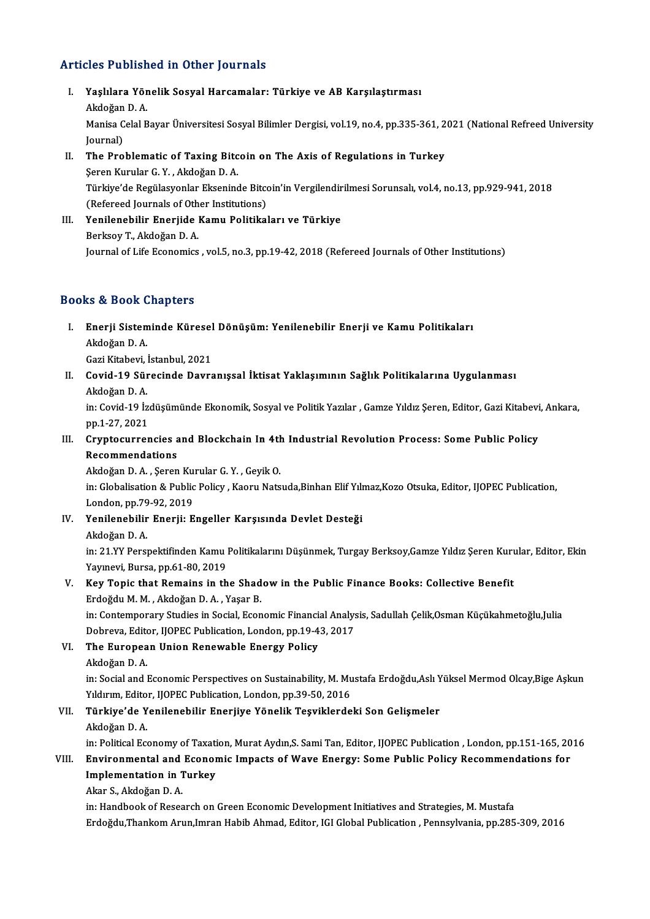## Articles Published in Other Journals

I. **Yaşlılara Yönelik Sosyal Harcamalar: Türkiye ve AB Karşılaştırması**
   Akdoğan D. A.
   Manisa Celal Bayar Üniversitesi Sosyal Bilimler Dergisi, vol.19, no.4, pp.335-361, 2021 (National Refreed University Journal)

II. **The Problematic of Taxing Bitcoin on The Axis of Regulations in Turkey**
   Şeren Kurular G. Y. , Akdoğan D. A.
   Türkiye'de Regülasyonlar Ekseninde Bitcoin'in Vergilendirilmesi Sorunsalı, vol.4, no.13, pp.929-941, 2018 (Refereed Journals of Other Institutions)

III. **Yenilenebilir Enerjide Kamu Politikaları ve Türkiye**
   Berksoy T., Akdoğan D. A.
   Journal of Life Economics , vol.5, no.3, pp.19-42, 2018 (Refereed Journals of Other Institutions)

## Books & Book Chapters

I. **Enerji Sisteminde Küresel Dönüşüm: Yenilenebilir Enerji ve Kamu Politikaları**
   Akdoğan D. A.
   Gazi Kitabevi, İstanbul, 2021

II. **Covid-19 Sürecinde Davranışsal İktisat Yaklaşımının Sağlık Politikalarına Uygulanması**
   Akdoğan D. A.
   in: Covid-19 İzdüşümünde Ekonomik, Sosyal ve Politik Yazılar , Gamze Yıldız Şeren, Editor, Gazi Kitabevi, Ankara, pp.1-27, 2021

III. **Cryptocurrencies and Blockchain In 4th Industrial Revolution Process: Some Public Policy Recommendations**
   Akdoğan D. A. , Şeren Kurular G. Y. , Geyik O.
   in: Globalisation & Public Policy , Kaoru Natsuda,Binhan Elif Yılmaz,Kozo Otsuka, Editor, IJOPEC Publication, London, pp.79-92, 2019

IV. **Yenilenebilir Enerji: Engeller Karşısında Devlet Desteği**
   Akdoğan D. A.
   in: 21.YY Perspektifinden Kamu Politikalarını Düşünmek, Turgay Berksoy,Gamze Yıldız Şeren Kurular, Editor, Ekin Yayınevi, Bursa, pp.61-80, 2019

V. **Key Topic that Remains in the Shadow in the Public Finance Books: Collective Benefit**
   Erdoğdu M. M. , Akdoğan D. A. , Yaşar B.
   in: Contemporary Studies in Social, Economic Financial Analysis, Sadullah Çelik,Osman Küçükahmetoğlu,Julia Dobreva, Editor, IJOPEC Publication, London, pp.19-43, 2017

VI. **The European Union Renewable Energy Policy**
   Akdoğan D. A.
   in: Social and Economic Perspectives on Sustainability, M. Mustafa Erdoğdu,Aslı Yüksel Mermod Olcay,Bige Aşkun Yıldırım, Editor, IJOPEC Publication, London, pp.39-50, 2016

VII. **Türkiye'de Yenilenebilir Enerjiye Yönelik Teşviklerdeki Son Gelişmeler**
   Akdoğan D. A.
   in: Political Economy of Taxation, Murat Aydın,S. Sami Tan, Editor, IJOPEC Publication , London, pp.151-165, 2016

VIII. **Environmental and Economic Impacts of Wave Energy: Some Public Policy Recommendations for Implementation in Turkey**
   Akar S., Akdoğan D. A.
   in: Handbook of Research on Green Economic Development Initiatives and Strategies, M. Mustafa Erdoğdu,Thankom Arun,Imran Habib Ahmad, Editor, IGI Global Publication , Pennsylvania, pp.285-309, 2016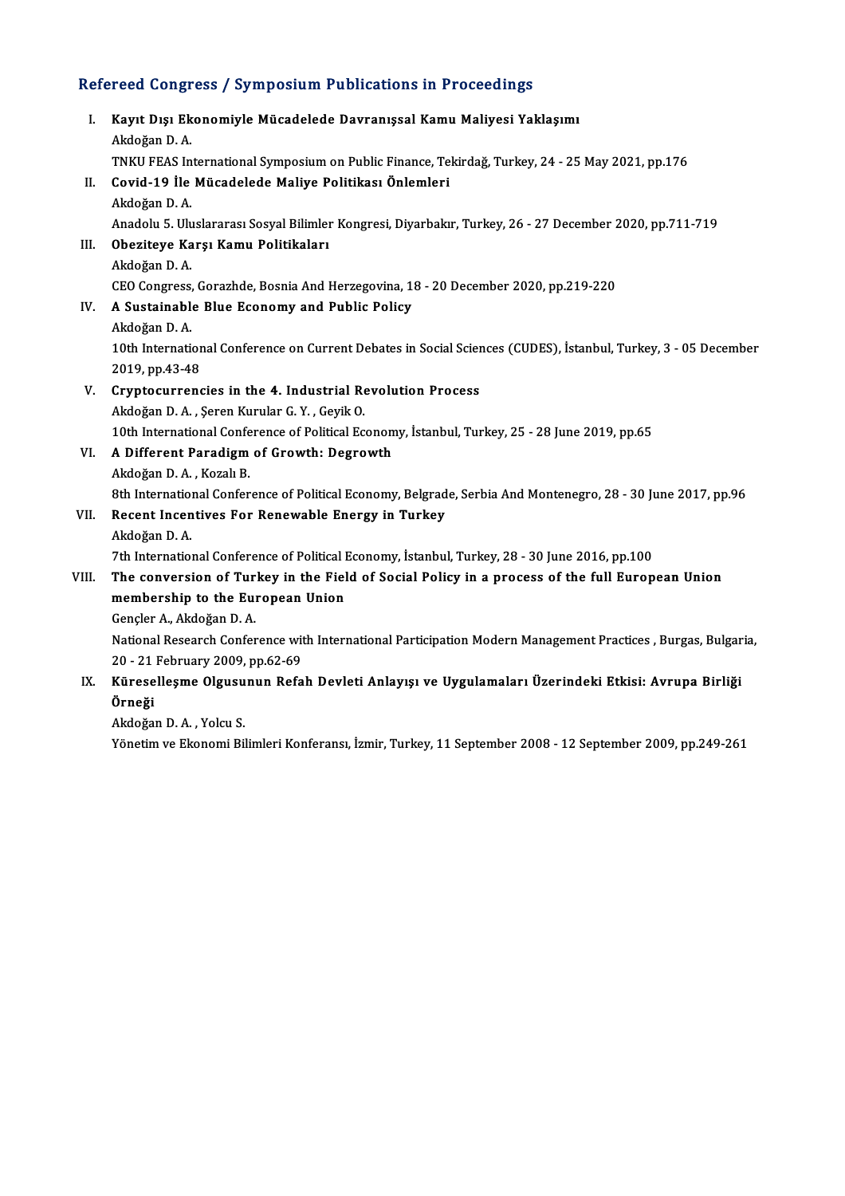## Refereed Congress / Symposium Publications in Proceedings

I. **Kayıt Dışı Ekonomiyle Mücadelede Davranışsal Kamu Maliyesi Yaklaşımı**
   Akdoğan D. A.
   TNKU FEAS International Symposium on Public Finance, Tekirdağ, Turkey, 24 - 25 May 2021, pp.176

II. **Covid-19 İle Mücadelede Maliye Politikası Önlemleri**
   Akdoğan D. A.
   Anadolu 5. Uluslararası Sosyal Bilimler Kongresi, Diyarbakır, Turkey, 26 - 27 December 2020, pp.711-719

III. **Obeziteye Karşı Kamu Politikaları**
   Akdoğan D. A.
   CEO Congress, Gorazhde, Bosnia And Herzegovina, 18 - 20 December 2020, pp.219-220

IV. **A Sustainable Blue Economy and Public Policy**
   Akdoğan D. A.
   10th International Conference on Current Debates in Social Sciences (CUDES), İstanbul, Turkey, 3 - 05 December 2019, pp.43-48

V. **Cryptocurrencies in the 4. Industrial Revolution Process**
   Akdoğan D. A. , Şeren Kurular G. Y. , Geyik O.
   10th International Conference of Political Economy, İstanbul, Turkey, 25 - 28 June 2019, pp.65

VI. **A Different Paradigm of Growth: Degrowth**
   Akdoğan D. A. , Kozalı B.
   8th International Conference of Political Economy, Belgrade, Serbia And Montenegro, 28 - 30 June 2017, pp.96

VII. **Recent Incentives For Renewable Energy in Turkey**
   Akdoğan D. A.
   7th International Conference of Political Economy, İstanbul, Turkey, 28 - 30 June 2016, pp.100

VIII. **The conversion of Turkey in the Field of Social Policy in a process of the full European Union membership to the European Union**
   Gençler A., Akdoğan D. A.
   National Research Conference with International Participation Modern Management Practices , Burgas, Bulgaria, 20 - 21 February 2009, pp.62-69

IX. **Küreselleşme Olgusunun Refah Devleti Anlayışı ve Uygulamaları Üzerindeki Etkisi: Avrupa Birliği Örneği**
   Akdoğan D. A. , Yolcu S.
   Yönetim ve Ekonomi Bilimleri Konferansı, İzmir, Turkey, 11 September 2008 - 12 September 2009, pp.249-261